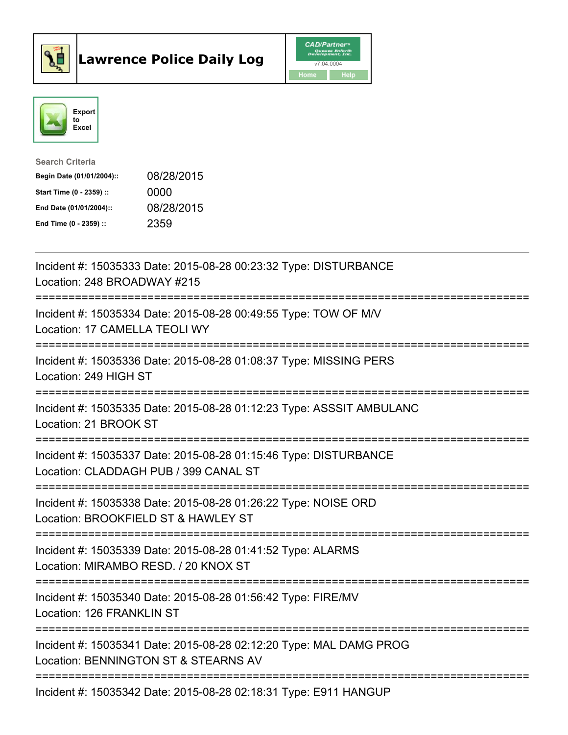# Lawrence Police Daily Log

CAD/Partner™ Queues Enforth Development, Inc. v7.04.0004

Home Help

Export to Excel

**Search Criteria**

| | |
|---|---|
| **Begin Date (01/01/2004)::** | 08/28/2015 |
| **Start Time (0 - 2359) ::** | 0000 |
| **End Date (01/01/2004)::** | 08/28/2015 |
| **End Time (0 - 2359) ::** | 2359 |

---

Incident #: 15035333 Date: 2015-08-28 00:23:32 Type: DISTURBANCE
Location: 248 BROADWAY #215

===========================================================================

Incident #: 15035334 Date: 2015-08-28 00:49:55 Type: TOW OF M/V
Location: 17 CAMELLA TEOLI WY

===========================================================================

Incident #: 15035336 Date: 2015-08-28 01:08:37 Type: MISSING PERS
Location: 249 HIGH ST

===========================================================================

Incident #: 15035335 Date: 2015-08-28 01:12:23 Type: ASSSIT AMBULANC
Location: 21 BROOK ST

===========================================================================

Incident #: 15035337 Date: 2015-08-28 01:15:46 Type: DISTURBANCE
Location: CLADDAGH PUB / 399 CANAL ST

===========================================================================

Incident #: 15035338 Date: 2015-08-28 01:26:22 Type: NOISE ORD
Location: BROOKFIELD ST & HAWLEY ST

===========================================================================

Incident #: 15035339 Date: 2015-08-28 01:41:52 Type: ALARMS
Location: MIRAMBO RESD. / 20 KNOX ST

===========================================================================

Incident #: 15035340 Date: 2015-08-28 01:56:42 Type: FIRE/MV
Location: 126 FRANKLIN ST

===========================================================================

Incident #: 15035341 Date: 2015-08-28 02:12:20 Type: MAL DAMG PROG
Location: BENNINGTON ST & STEARNS AV

===========================================================================

Incident #: 15035342 Date: 2015-08-28 02:18:31 Type: E911 HANGUP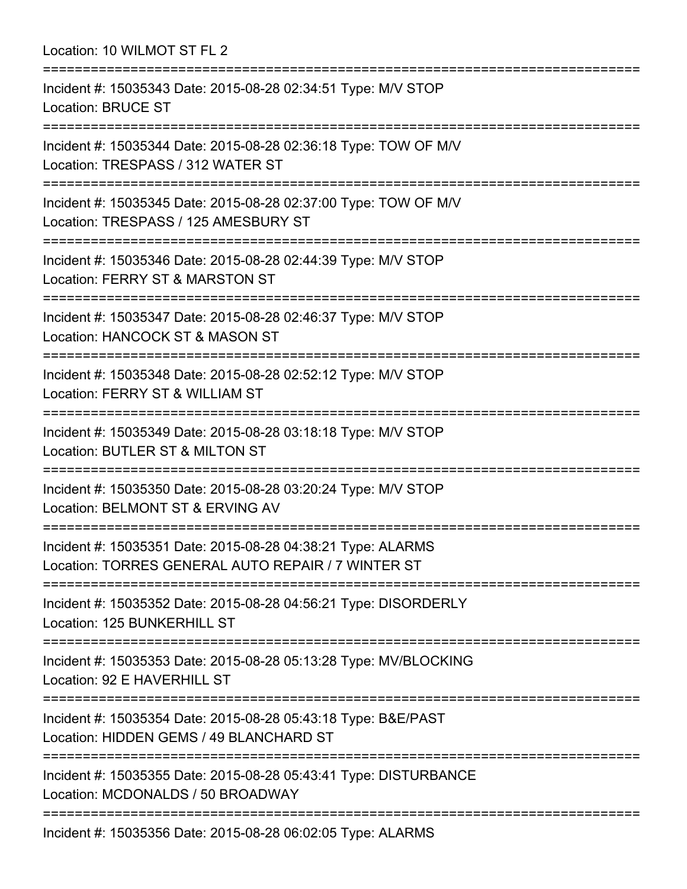Location: 10 WILMOT ST FL 2

===========================================================================

Incident #: 15035343 Date: 2015-08-28 02:34:51 Type: M/V STOP
Location: BRUCE ST

===========================================================================

Incident #: 15035344 Date: 2015-08-28 02:36:18 Type: TOW OF M/V
Location: TRESPASS / 312 WATER ST

===========================================================================

Incident #: 15035345 Date: 2015-08-28 02:37:00 Type: TOW OF M/V
Location: TRESPASS / 125 AMESBURY ST

===========================================================================

Incident #: 15035346 Date: 2015-08-28 02:44:39 Type: M/V STOP
Location: FERRY ST & MARSTON ST

===========================================================================

Incident #: 15035347 Date: 2015-08-28 02:46:37 Type: M/V STOP
Location: HANCOCK ST & MASON ST

===========================================================================

Incident #: 15035348 Date: 2015-08-28 02:52:12 Type: M/V STOP
Location: FERRY ST & WILLIAM ST

===========================================================================

Incident #: 15035349 Date: 2015-08-28 03:18:18 Type: M/V STOP
Location: BUTLER ST & MILTON ST

===========================================================================

Incident #: 15035350 Date: 2015-08-28 03:20:24 Type: M/V STOP
Location: BELMONT ST & ERVING AV

===========================================================================

Incident #: 15035351 Date: 2015-08-28 04:38:21 Type: ALARMS
Location: TORRES GENERAL AUTO REPAIR / 7 WINTER ST

===========================================================================

Incident #: 15035352 Date: 2015-08-28 04:56:21 Type: DISORDERLY
Location: 125 BUNKERHILL ST

===========================================================================

Incident #: 15035353 Date: 2015-08-28 05:13:28 Type: MV/BLOCKING
Location: 92 E HAVERHILL ST

===========================================================================

Incident #: 15035354 Date: 2015-08-28 05:43:18 Type: B&E/PAST
Location: HIDDEN GEMS / 49 BLANCHARD ST

===========================================================================

Incident #: 15035355 Date: 2015-08-28 05:43:41 Type: DISTURBANCE
Location: MCDONALDS / 50 BROADWAY

===========================================================================

Incident #: 15035356 Date: 2015-08-28 06:02:05 Type: ALARMS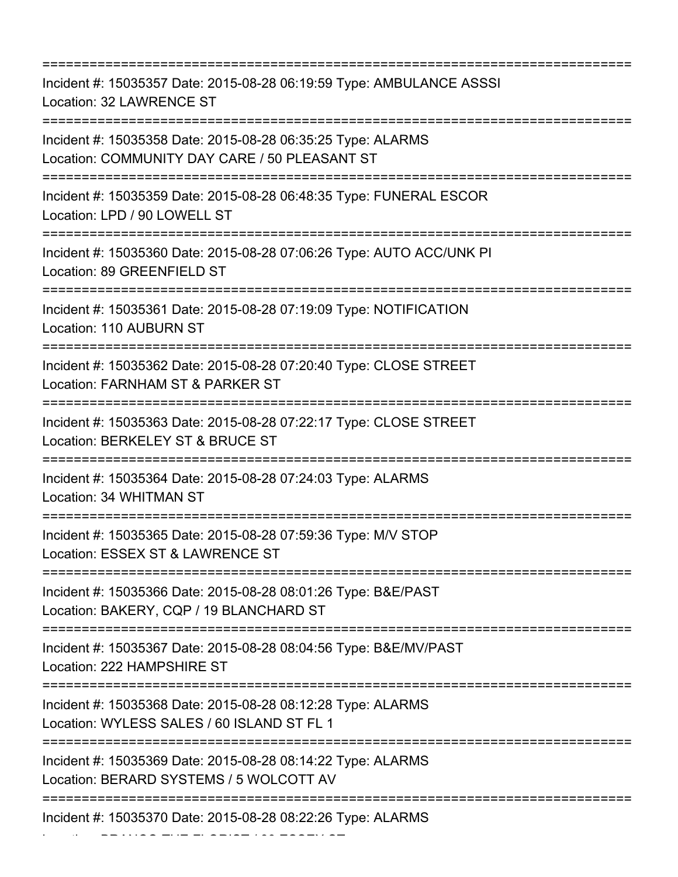===========================================================================
Incident #: 15035357 Date: 2015-08-28 06:19:59 Type: AMBULANCE ASSSI
Location: 32 LAWRENCE ST
===========================================================================
Incident #: 15035358 Date: 2015-08-28 06:35:25 Type: ALARMS
Location: COMMUNITY DAY CARE / 50 PLEASANT ST
===========================================================================
Incident #: 15035359 Date: 2015-08-28 06:48:35 Type: FUNERAL ESCOR
Location: LPD / 90 LOWELL ST
===========================================================================
Incident #: 15035360 Date: 2015-08-28 07:06:26 Type: AUTO ACC/UNK PI
Location: 89 GREENFIELD ST
===========================================================================
Incident #: 15035361 Date: 2015-08-28 07:19:09 Type: NOTIFICATION
Location: 110 AUBURN ST
===========================================================================
Incident #: 15035362 Date: 2015-08-28 07:20:40 Type: CLOSE STREET
Location: FARNHAM ST & PARKER ST
===========================================================================
Incident #: 15035363 Date: 2015-08-28 07:22:17 Type: CLOSE STREET
Location: BERKELEY ST & BRUCE ST
===========================================================================
Incident #: 15035364 Date: 2015-08-28 07:24:03 Type: ALARMS
Location: 34 WHITMAN ST
===========================================================================
Incident #: 15035365 Date: 2015-08-28 07:59:36 Type: M/V STOP
Location: ESSEX ST & LAWRENCE ST
===========================================================================
Incident #: 15035366 Date: 2015-08-28 08:01:26 Type: B&E/PAST
Location: BAKERY, CQP / 19 BLANCHARD ST
===========================================================================
Incident #: 15035367 Date: 2015-08-28 08:04:56 Type: B&E/MV/PAST
Location: 222 HAMPSHIRE ST
===========================================================================
Incident #: 15035368 Date: 2015-08-28 08:12:28 Type: ALARMS
Location: WYLESS SALES / 60 ISLAND ST FL 1
===========================================================================
Incident #: 15035369 Date: 2015-08-28 08:14:22 Type: ALARMS
Location: BERARD SYSTEMS / 5 WOLCOTT AV
===========================================================================
Incident #: 15035370 Date: 2015-08-28 08:22:26 Type: ALARMS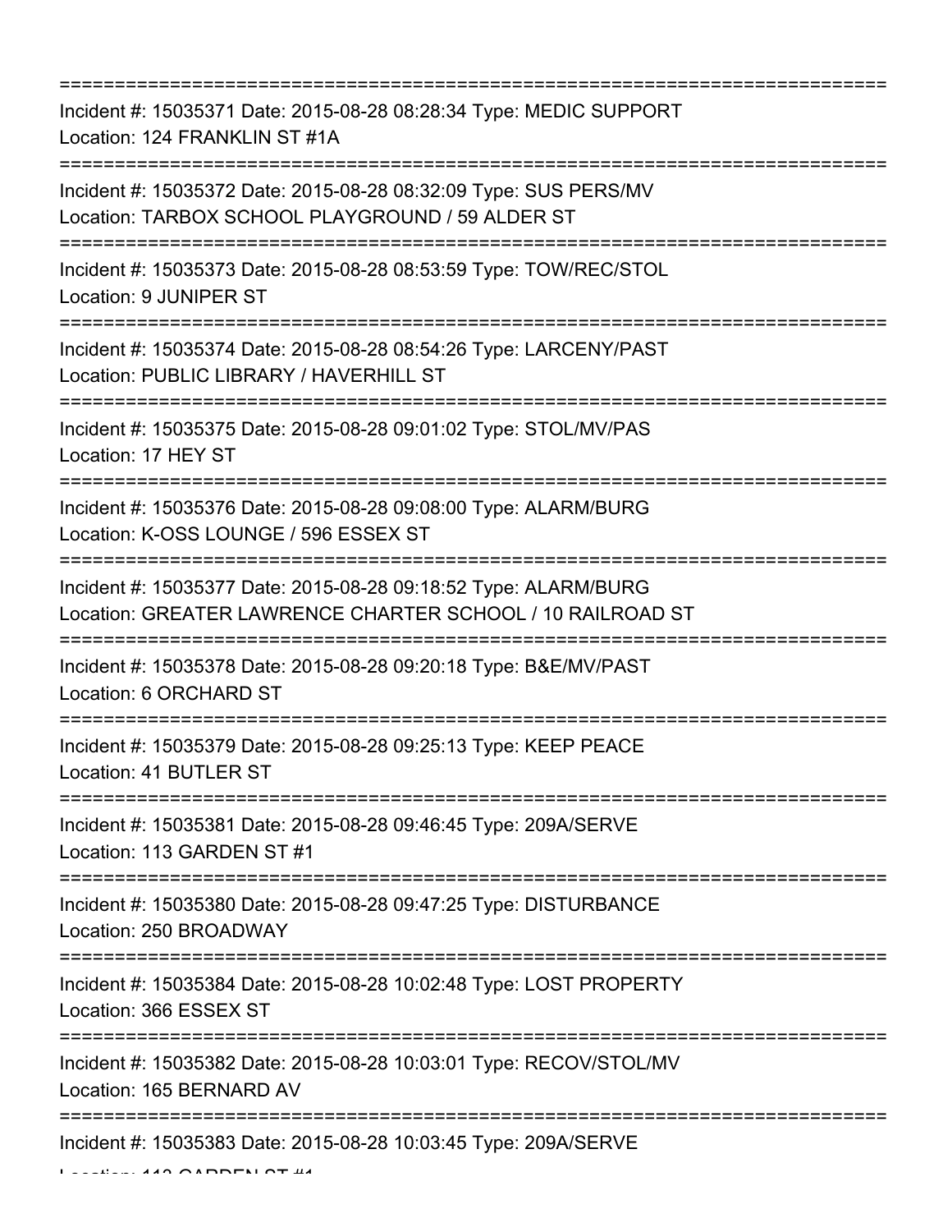===========================================================================

Incident #: 15035371 Date: 2015-08-28 08:28:34 Type: MEDIC SUPPORT
Location: 124 FRANKLIN ST #1A

===========================================================================

Incident #: 15035372 Date: 2015-08-28 08:32:09 Type: SUS PERS/MV
Location: TARBOX SCHOOL PLAYGROUND / 59 ALDER ST

===========================================================================

Incident #: 15035373 Date: 2015-08-28 08:53:59 Type: TOW/REC/STOL
Location: 9 JUNIPER ST

===========================================================================

Incident #: 15035374 Date: 2015-08-28 08:54:26 Type: LARCENY/PAST
Location: PUBLIC LIBRARY / HAVERHILL ST

===========================================================================

Incident #: 15035375 Date: 2015-08-28 09:01:02 Type: STOL/MV/PAS
Location: 17 HEY ST

===========================================================================

Incident #: 15035376 Date: 2015-08-28 09:08:00 Type: ALARM/BURG
Location: K-OSS LOUNGE / 596 ESSEX ST

===========================================================================

Incident #: 15035377 Date: 2015-08-28 09:18:52 Type: ALARM/BURG
Location: GREATER LAWRENCE CHARTER SCHOOL / 10 RAILROAD ST

===========================================================================

Incident #: 15035378 Date: 2015-08-28 09:20:18 Type: B&E/MV/PAST
Location: 6 ORCHARD ST

===========================================================================

Incident #: 15035379 Date: 2015-08-28 09:25:13 Type: KEEP PEACE
Location: 41 BUTLER ST

===========================================================================

Incident #: 15035381 Date: 2015-08-28 09:46:45 Type: 209A/SERVE
Location: 113 GARDEN ST #1

===========================================================================

Incident #: 15035380 Date: 2015-08-28 09:47:25 Type: DISTURBANCE
Location: 250 BROADWAY

===========================================================================

Incident #: 15035384 Date: 2015-08-28 10:02:48 Type: LOST PROPERTY
Location: 366 ESSEX ST

===========================================================================

Incident #: 15035382 Date: 2015-08-28 10:03:01 Type: RECOV/STOL/MV
Location: 165 BERNARD AV

===========================================================================

Incident #: 15035383 Date: 2015-08-28 10:03:45 Type: 209A/SERVE
Location: 113 GARDEN ST #1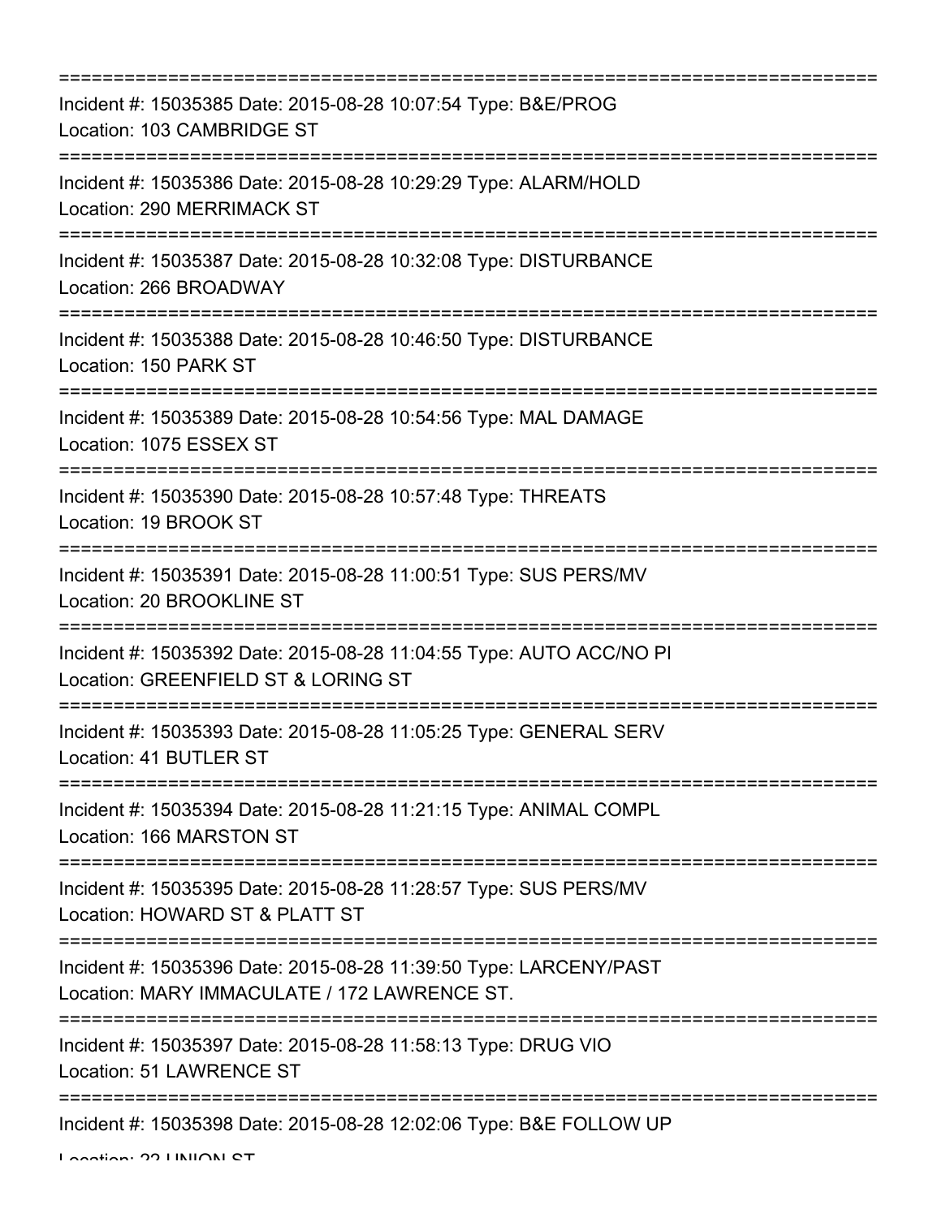===========================================================================

Incident #: 15035385 Date: 2015-08-28 10:07:54 Type: B&E/PROG
Location: 103 CAMBRIDGE ST

===========================================================================

Incident #: 15035386 Date: 2015-08-28 10:29:29 Type: ALARM/HOLD
Location: 290 MERRIMACK ST

===========================================================================

Incident #: 15035387 Date: 2015-08-28 10:32:08 Type: DISTURBANCE
Location: 266 BROADWAY

===========================================================================

Incident #: 15035388 Date: 2015-08-28 10:46:50 Type: DISTURBANCE
Location: 150 PARK ST

===========================================================================

Incident #: 15035389 Date: 2015-08-28 10:54:56 Type: MAL DAMAGE
Location: 1075 ESSEX ST

===========================================================================

Incident #: 15035390 Date: 2015-08-28 10:57:48 Type: THREATS
Location: 19 BROOK ST

===========================================================================

Incident #: 15035391 Date: 2015-08-28 11:00:51 Type: SUS PERS/MV
Location: 20 BROOKLINE ST

===========================================================================

Incident #: 15035392 Date: 2015-08-28 11:04:55 Type: AUTO ACC/NO PI
Location: GREENFIELD ST & LORING ST

===========================================================================

Incident #: 15035393 Date: 2015-08-28 11:05:25 Type: GENERAL SERV
Location: 41 BUTLER ST

===========================================================================

Incident #: 15035394 Date: 2015-08-28 11:21:15 Type: ANIMAL COMPL
Location: 166 MARSTON ST

===========================================================================

Incident #: 15035395 Date: 2015-08-28 11:28:57 Type: SUS PERS/MV
Location: HOWARD ST & PLATT ST

===========================================================================

Incident #: 15035396 Date: 2015-08-28 11:39:50 Type: LARCENY/PAST
Location: MARY IMMACULATE / 172 LAWRENCE ST.

===========================================================================

Incident #: 15035397 Date: 2015-08-28 11:58:13 Type: DRUG VIO
Location: 51 LAWRENCE ST

===========================================================================

Incident #: 15035398 Date: 2015-08-28 12:02:06 Type: B&E FOLLOW UP
Location: 22 UNION ST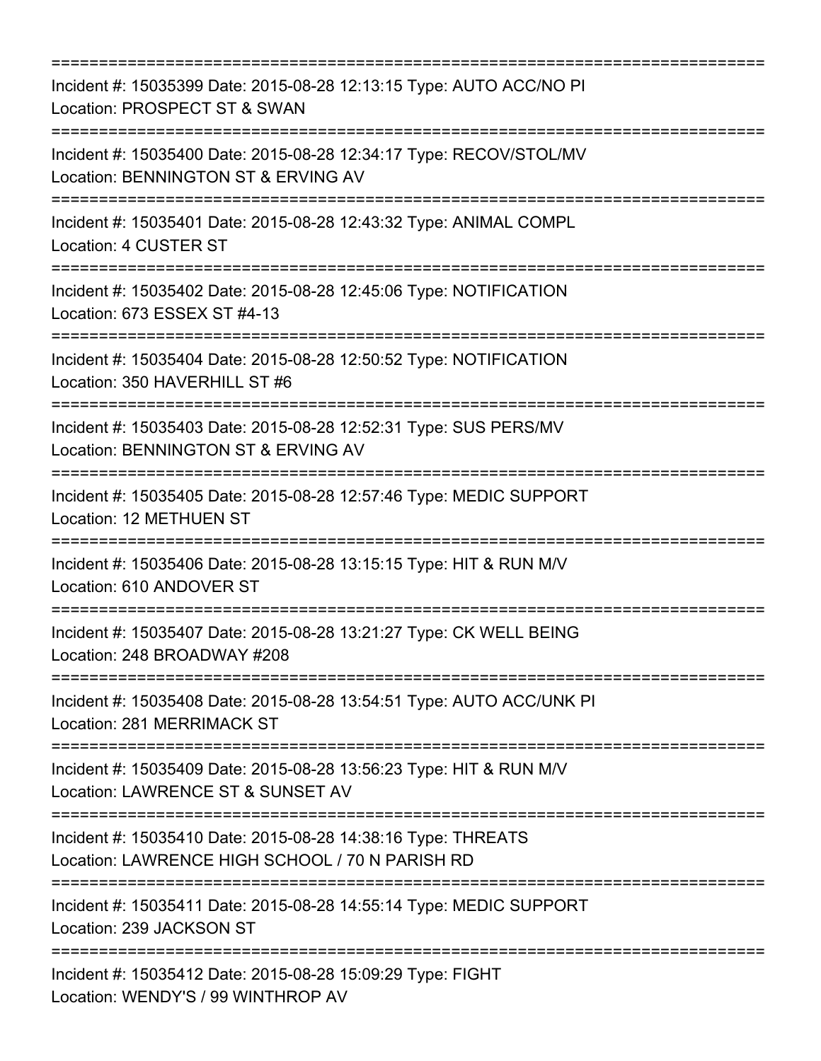Incident #: 15035399 Date: 2015-08-28 12:13:15 Type: AUTO ACC/NO PI
Location: PROSPECT ST & SWAN

---

Incident #: 15035400 Date: 2015-08-28 12:34:17 Type: RECOV/STOL/MV
Location: BENNINGTON ST & ERVING AV

---

Incident #: 15035401 Date: 2015-08-28 12:43:32 Type: ANIMAL COMPL
Location: 4 CUSTER ST

---

Incident #: 15035402 Date: 2015-08-28 12:45:06 Type: NOTIFICATION
Location: 673 ESSEX ST #4-13

---

Incident #: 15035404 Date: 2015-08-28 12:50:52 Type: NOTIFICATION
Location: 350 HAVERHILL ST #6

---

Incident #: 15035403 Date: 2015-08-28 12:52:31 Type: SUS PERS/MV
Location: BENNINGTON ST & ERVING AV

---

Incident #: 15035405 Date: 2015-08-28 12:57:46 Type: MEDIC SUPPORT
Location: 12 METHUEN ST

---

Incident #: 15035406 Date: 2015-08-28 13:15:15 Type: HIT & RUN M/V
Location: 610 ANDOVER ST

---

Incident #: 15035407 Date: 2015-08-28 13:21:27 Type: CK WELL BEING
Location: 248 BROADWAY #208

---

Incident #: 15035408 Date: 2015-08-28 13:54:51 Type: AUTO ACC/UNK PI
Location: 281 MERRIMACK ST

---

Incident #: 15035409 Date: 2015-08-28 13:56:23 Type: HIT & RUN M/V
Location: LAWRENCE ST & SUNSET AV

---

Incident #: 15035410 Date: 2015-08-28 14:38:16 Type: THREATS
Location: LAWRENCE HIGH SCHOOL / 70 N PARISH RD

---

Incident #: 15035411 Date: 2015-08-28 14:55:14 Type: MEDIC SUPPORT
Location: 239 JACKSON ST

---

Incident #: 15035412 Date: 2015-08-28 15:09:29 Type: FIGHT
Location: WENDY'S / 99 WINTHROP AV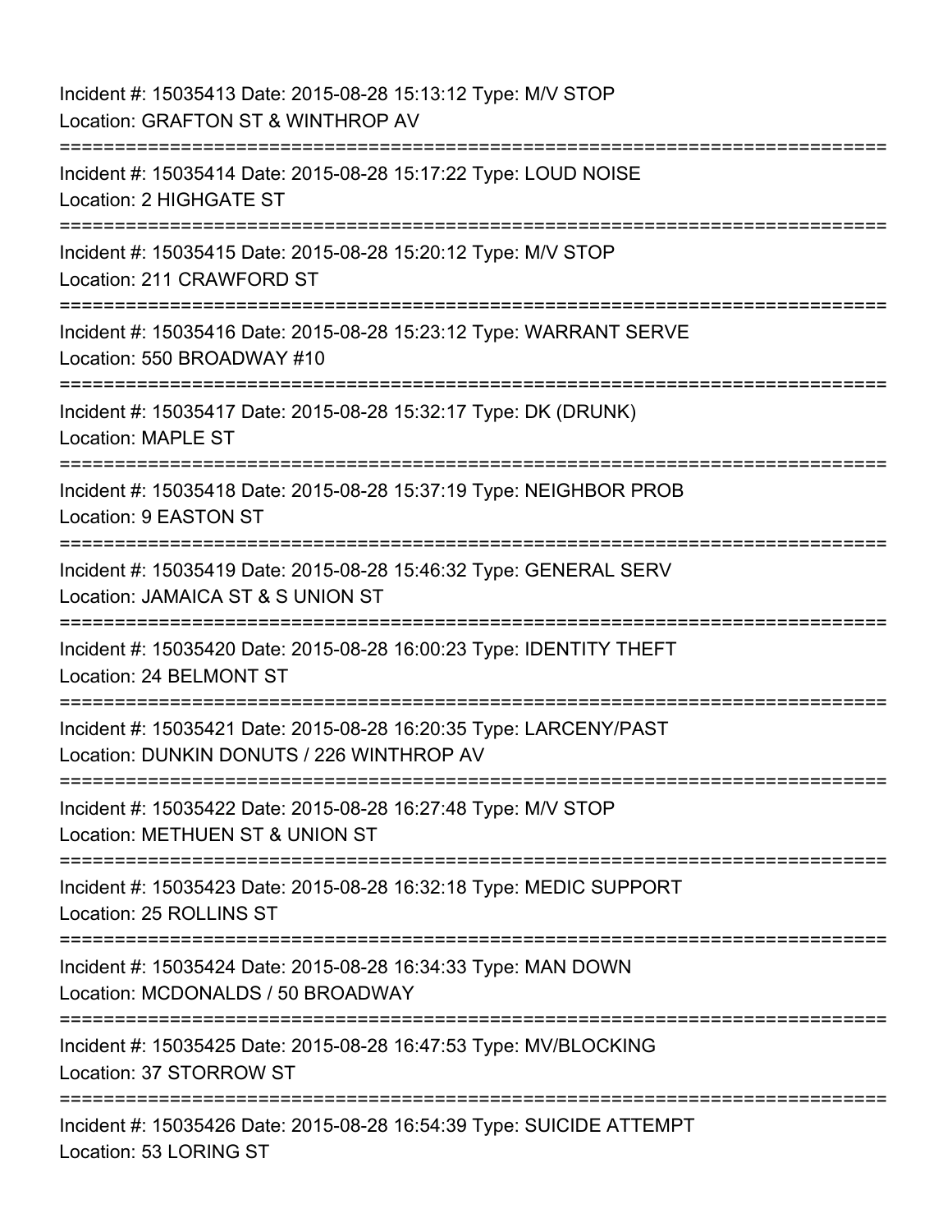Incident #: 15035413 Date: 2015-08-28 15:13:12 Type: M/V STOP
Location: GRAFTON ST & WINTHROP AV

===========================================================================

Incident #: 15035414 Date: 2015-08-28 15:17:22 Type: LOUD NOISE
Location: 2 HIGHGATE ST

===========================================================================

Incident #: 15035415 Date: 2015-08-28 15:20:12 Type: M/V STOP
Location: 211 CRAWFORD ST

===========================================================================

Incident #: 15035416 Date: 2015-08-28 15:23:12 Type: WARRANT SERVE
Location: 550 BROADWAY #10

===========================================================================

Incident #: 15035417 Date: 2015-08-28 15:32:17 Type: DK (DRUNK)
Location: MAPLE ST

===========================================================================

Incident #: 15035418 Date: 2015-08-28 15:37:19 Type: NEIGHBOR PROB
Location: 9 EASTON ST

===========================================================================

Incident #: 15035419 Date: 2015-08-28 15:46:32 Type: GENERAL SERV
Location: JAMAICA ST & S UNION ST

===========================================================================

Incident #: 15035420 Date: 2015-08-28 16:00:23 Type: IDENTITY THEFT
Location: 24 BELMONT ST

===========================================================================

Incident #: 15035421 Date: 2015-08-28 16:20:35 Type: LARCENY/PAST
Location: DUNKIN DONUTS / 226 WINTHROP AV

===========================================================================

Incident #: 15035422 Date: 2015-08-28 16:27:48 Type: M/V STOP
Location: METHUEN ST & UNION ST

===========================================================================

Incident #: 15035423 Date: 2015-08-28 16:32:18 Type: MEDIC SUPPORT
Location: 25 ROLLINS ST

===========================================================================

Incident #: 15035424 Date: 2015-08-28 16:34:33 Type: MAN DOWN
Location: MCDONALDS / 50 BROADWAY

===========================================================================

Incident #: 15035425 Date: 2015-08-28 16:47:53 Type: MV/BLOCKING
Location: 37 STORROW ST

===========================================================================

Incident #: 15035426 Date: 2015-08-28 16:54:39 Type: SUICIDE ATTEMPT
Location: 53 LORING ST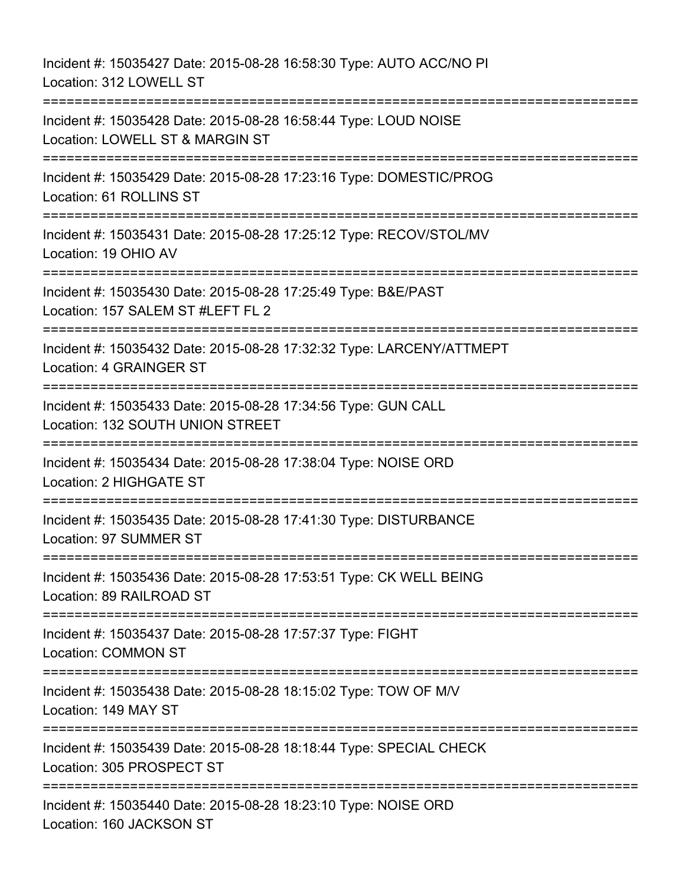Incident #: 15035427 Date: 2015-08-28 16:58:30 Type: AUTO ACC/NO PI
Location: 312 LOWELL ST

===========================================================================

Incident #: 15035428 Date: 2015-08-28 16:58:44 Type: LOUD NOISE
Location: LOWELL ST & MARGIN ST

===========================================================================

Incident #: 15035429 Date: 2015-08-28 17:23:16 Type: DOMESTIC/PROG
Location: 61 ROLLINS ST

===========================================================================

Incident #: 15035431 Date: 2015-08-28 17:25:12 Type: RECOV/STOL/MV
Location: 19 OHIO AV

===========================================================================

Incident #: 15035430 Date: 2015-08-28 17:25:49 Type: B&E/PAST
Location: 157 SALEM ST #LEFT FL 2

===========================================================================

Incident #: 15035432 Date: 2015-08-28 17:32:32 Type: LARCENY/ATTMEPT
Location: 4 GRAINGER ST

===========================================================================

Incident #: 15035433 Date: 2015-08-28 17:34:56 Type: GUN CALL
Location: 132 SOUTH UNION STREET

===========================================================================

Incident #: 15035434 Date: 2015-08-28 17:38:04 Type: NOISE ORD
Location: 2 HIGHGATE ST

===========================================================================

Incident #: 15035435 Date: 2015-08-28 17:41:30 Type: DISTURBANCE
Location: 97 SUMMER ST

===========================================================================

Incident #: 15035436 Date: 2015-08-28 17:53:51 Type: CK WELL BEING
Location: 89 RAILROAD ST

===========================================================================

Incident #: 15035437 Date: 2015-08-28 17:57:37 Type: FIGHT
Location: COMMON ST

===========================================================================

Incident #: 15035438 Date: 2015-08-28 18:15:02 Type: TOW OF M/V
Location: 149 MAY ST

===========================================================================

Incident #: 15035439 Date: 2015-08-28 18:18:44 Type: SPECIAL CHECK
Location: 305 PROSPECT ST

===========================================================================

Incident #: 15035440 Date: 2015-08-28 18:23:10 Type: NOISE ORD
Location: 160 JACKSON ST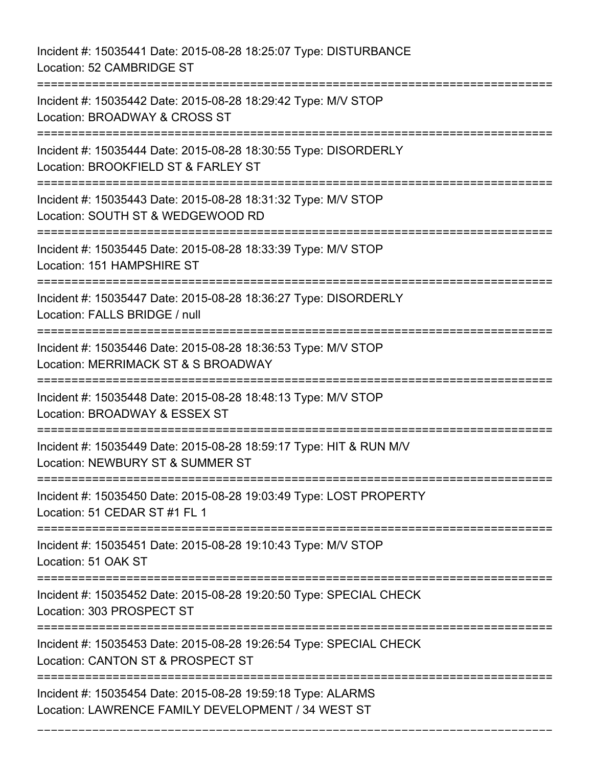Incident #: 15035441 Date: 2015-08-28 18:25:07 Type: DISTURBANCE
Location: 52 CAMBRIDGE ST

===========================================================================

Incident #: 15035442 Date: 2015-08-28 18:29:42 Type: M/V STOP
Location: BROADWAY & CROSS ST

===========================================================================

Incident #: 15035444 Date: 2015-08-28 18:30:55 Type: DISORDERLY
Location: BROOKFIELD ST & FARLEY ST

===========================================================================

Incident #: 15035443 Date: 2015-08-28 18:31:32 Type: M/V STOP
Location: SOUTH ST & WEDGEWOOD RD

===========================================================================

Incident #: 15035445 Date: 2015-08-28 18:33:39 Type: M/V STOP
Location: 151 HAMPSHIRE ST

===========================================================================

Incident #: 15035447 Date: 2015-08-28 18:36:27 Type: DISORDERLY
Location: FALLS BRIDGE / null

===========================================================================

Incident #: 15035446 Date: 2015-08-28 18:36:53 Type: M/V STOP
Location: MERRIMACK ST & S BROADWAY

===========================================================================

Incident #: 15035448 Date: 2015-08-28 18:48:13 Type: M/V STOP
Location: BROADWAY & ESSEX ST

===========================================================================

Incident #: 15035449 Date: 2015-08-28 18:59:17 Type: HIT & RUN M/V
Location: NEWBURY ST & SUMMER ST

===========================================================================

Incident #: 15035450 Date: 2015-08-28 19:03:49 Type: LOST PROPERTY
Location: 51 CEDAR ST #1 FL 1

===========================================================================

Incident #: 15035451 Date: 2015-08-28 19:10:43 Type: M/V STOP
Location: 51 OAK ST

===========================================================================

Incident #: 15035452 Date: 2015-08-28 19:20:50 Type: SPECIAL CHECK
Location: 303 PROSPECT ST

===========================================================================

Incident #: 15035453 Date: 2015-08-28 19:26:54 Type: SPECIAL CHECK
Location: CANTON ST & PROSPECT ST

===========================================================================

Incident #: 15035454 Date: 2015-08-28 19:59:18 Type: ALARMS
Location: LAWRENCE FAMILY DEVELOPMENT / 34 WEST ST

===========================================================================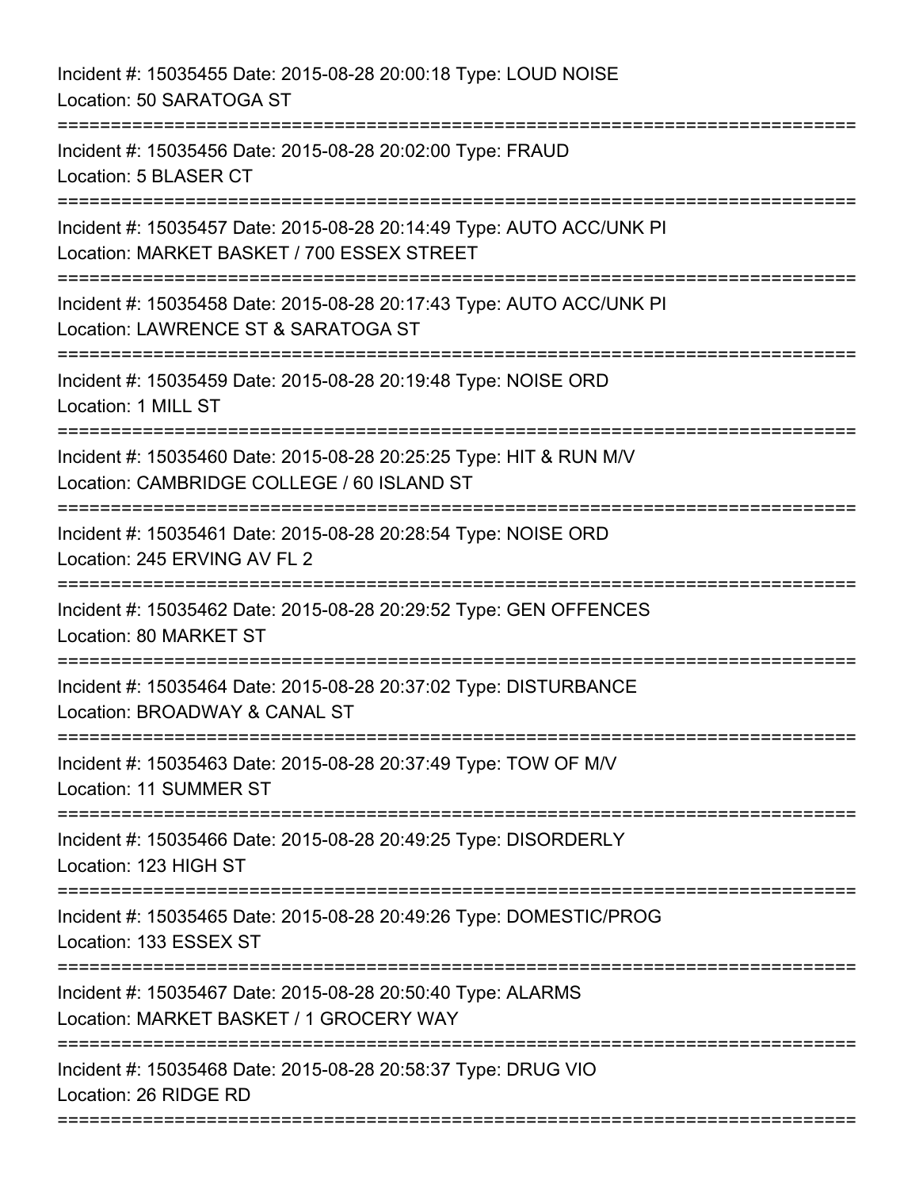Incident #: 15035455 Date: 2015-08-28 20:00:18 Type: LOUD NOISE
Location: 50 SARATOGA ST

===========================================================================

Incident #: 15035456 Date: 2015-08-28 20:02:00 Type: FRAUD
Location: 5 BLASER CT

===========================================================================

Incident #: 15035457 Date: 2015-08-28 20:14:49 Type: AUTO ACC/UNK PI
Location: MARKET BASKET / 700 ESSEX STREET

===========================================================================

Incident #: 15035458 Date: 2015-08-28 20:17:43 Type: AUTO ACC/UNK PI
Location: LAWRENCE ST & SARATOGA ST

===========================================================================

Incident #: 15035459 Date: 2015-08-28 20:19:48 Type: NOISE ORD
Location: 1 MILL ST

===========================================================================

Incident #: 15035460 Date: 2015-08-28 20:25:25 Type: HIT & RUN M/V
Location: CAMBRIDGE COLLEGE / 60 ISLAND ST

===========================================================================

Incident #: 15035461 Date: 2015-08-28 20:28:54 Type: NOISE ORD
Location: 245 ERVING AV FL 2

===========================================================================

Incident #: 15035462 Date: 2015-08-28 20:29:52 Type: GEN OFFENCES
Location: 80 MARKET ST

===========================================================================

Incident #: 15035464 Date: 2015-08-28 20:37:02 Type: DISTURBANCE
Location: BROADWAY & CANAL ST

===========================================================================

Incident #: 15035463 Date: 2015-08-28 20:37:49 Type: TOW OF M/V
Location: 11 SUMMER ST

===========================================================================

Incident #: 15035466 Date: 2015-08-28 20:49:25 Type: DISORDERLY
Location: 123 HIGH ST

===========================================================================

Incident #: 15035465 Date: 2015-08-28 20:49:26 Type: DOMESTIC/PROG
Location: 133 ESSEX ST

===========================================================================

Incident #: 15035467 Date: 2015-08-28 20:50:40 Type: ALARMS
Location: MARKET BASKET / 1 GROCERY WAY

===========================================================================

Incident #: 15035468 Date: 2015-08-28 20:58:37 Type: DRUG VIO
Location: 26 RIDGE RD

===========================================================================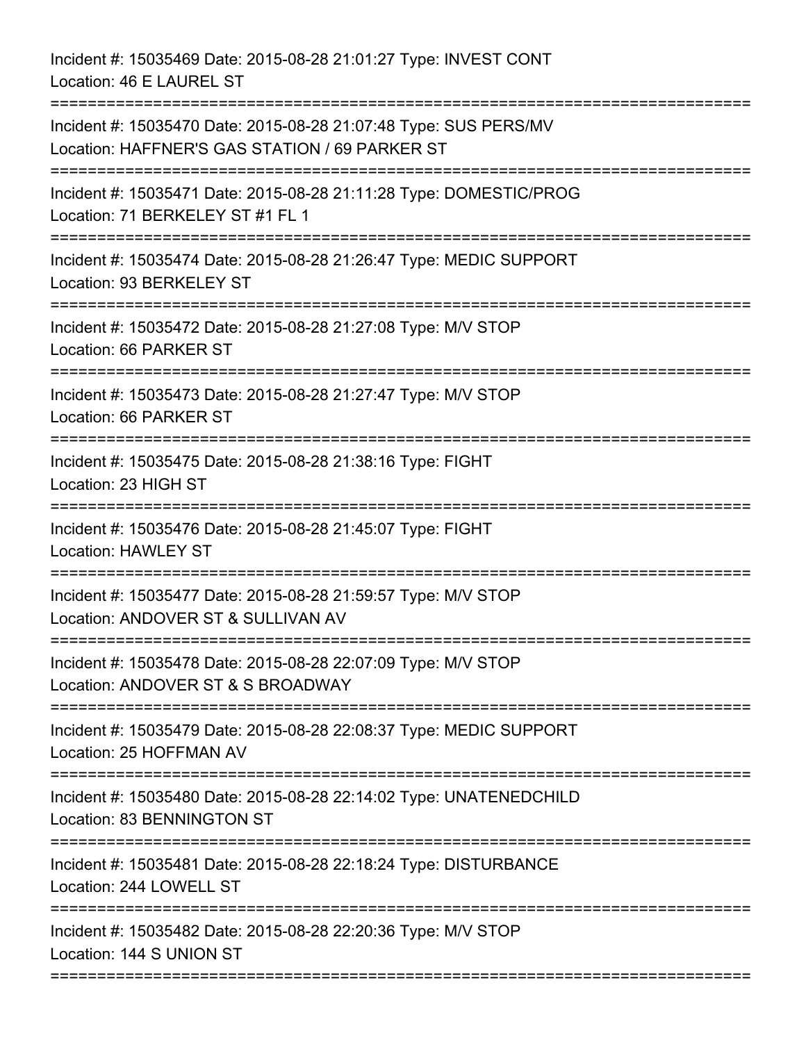Incident #: 15035469 Date: 2015-08-28 21:01:27 Type: INVEST CONT
Location: 46 E LAUREL ST

===========================================================================

Incident #: 15035470 Date: 2015-08-28 21:07:48 Type: SUS PERS/MV
Location: HAFFNER'S GAS STATION / 69 PARKER ST

===========================================================================

Incident #: 15035471 Date: 2015-08-28 21:11:28 Type: DOMESTIC/PROG
Location: 71 BERKELEY ST #1 FL 1

===========================================================================

Incident #: 15035474 Date: 2015-08-28 21:26:47 Type: MEDIC SUPPORT
Location: 93 BERKELEY ST

===========================================================================

Incident #: 15035472 Date: 2015-08-28 21:27:08 Type: M/V STOP
Location: 66 PARKER ST

===========================================================================

Incident #: 15035473 Date: 2015-08-28 21:27:47 Type: M/V STOP
Location: 66 PARKER ST

===========================================================================

Incident #: 15035475 Date: 2015-08-28 21:38:16 Type: FIGHT
Location: 23 HIGH ST

===========================================================================

Incident #: 15035476 Date: 2015-08-28 21:45:07 Type: FIGHT
Location: HAWLEY ST

===========================================================================

Incident #: 15035477 Date: 2015-08-28 21:59:57 Type: M/V STOP
Location: ANDOVER ST & SULLIVAN AV

===========================================================================

Incident #: 15035478 Date: 2015-08-28 22:07:09 Type: M/V STOP
Location: ANDOVER ST & S BROADWAY

===========================================================================

Incident #: 15035479 Date: 2015-08-28 22:08:37 Type: MEDIC SUPPORT
Location: 25 HOFFMAN AV

===========================================================================

Incident #: 15035480 Date: 2015-08-28 22:14:02 Type: UNATENEDCHILD
Location: 83 BENNINGTON ST

===========================================================================

Incident #: 15035481 Date: 2015-08-28 22:18:24 Type: DISTURBANCE
Location: 244 LOWELL ST

===========================================================================

Incident #: 15035482 Date: 2015-08-28 22:20:36 Type: M/V STOP
Location: 144 S UNION ST

===========================================================================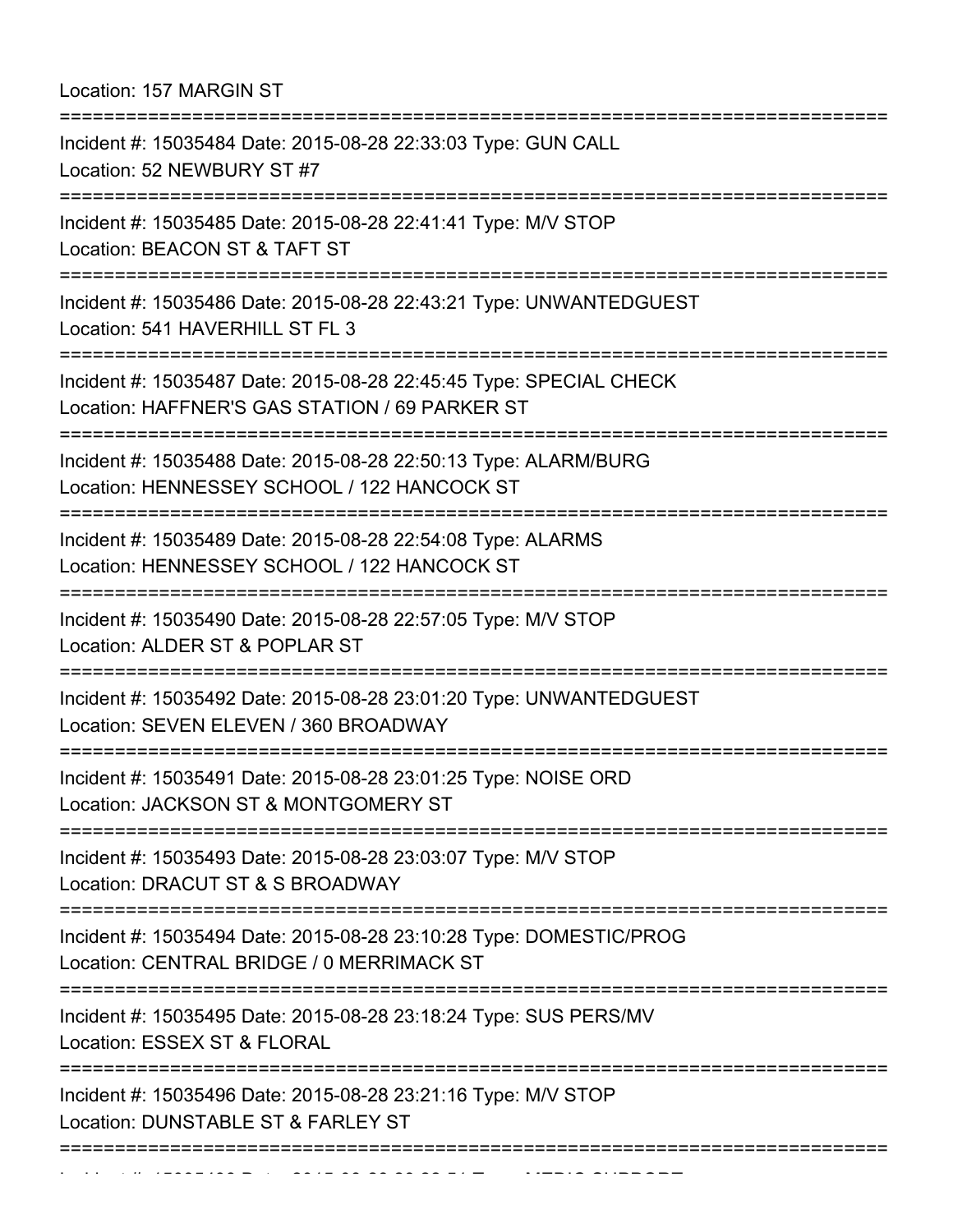Location: 157 MARGIN ST

===========================================================================

Incident #: 15035484 Date: 2015-08-28 22:33:03 Type: GUN CALL
Location: 52 NEWBURY ST #7

===========================================================================

Incident #: 15035485 Date: 2015-08-28 22:41:41 Type: M/V STOP
Location: BEACON ST & TAFT ST

===========================================================================

Incident #: 15035486 Date: 2015-08-28 22:43:21 Type: UNWANTEDGUEST
Location: 541 HAVERHILL ST FL 3

===========================================================================

Incident #: 15035487 Date: 2015-08-28 22:45:45 Type: SPECIAL CHECK
Location: HAFFNER'S GAS STATION / 69 PARKER ST

===========================================================================

Incident #: 15035488 Date: 2015-08-28 22:50:13 Type: ALARM/BURG
Location: HENNESSEY SCHOOL / 122 HANCOCK ST

===========================================================================

Incident #: 15035489 Date: 2015-08-28 22:54:08 Type: ALARMS
Location: HENNESSEY SCHOOL / 122 HANCOCK ST

===========================================================================

Incident #: 15035490 Date: 2015-08-28 22:57:05 Type: M/V STOP
Location: ALDER ST & POPLAR ST

===========================================================================

Incident #: 15035492 Date: 2015-08-28 23:01:20 Type: UNWANTEDGUEST
Location: SEVEN ELEVEN / 360 BROADWAY

===========================================================================

Incident #: 15035491 Date: 2015-08-28 23:01:25 Type: NOISE ORD
Location: JACKSON ST & MONTGOMERY ST

===========================================================================

Incident #: 15035493 Date: 2015-08-28 23:03:07 Type: M/V STOP
Location: DRACUT ST & S BROADWAY

===========================================================================

Incident #: 15035494 Date: 2015-08-28 23:10:28 Type: DOMESTIC/PROG
Location: CENTRAL BRIDGE / 0 MERRIMACK ST

===========================================================================

Incident #: 15035495 Date: 2015-08-28 23:18:24 Type: SUS PERS/MV
Location: ESSEX ST & FLORAL

===========================================================================

Incident #: 15035496 Date: 2015-08-28 23:21:16 Type: M/V STOP
Location: DUNSTABLE ST & FARLEY ST

===========================================================================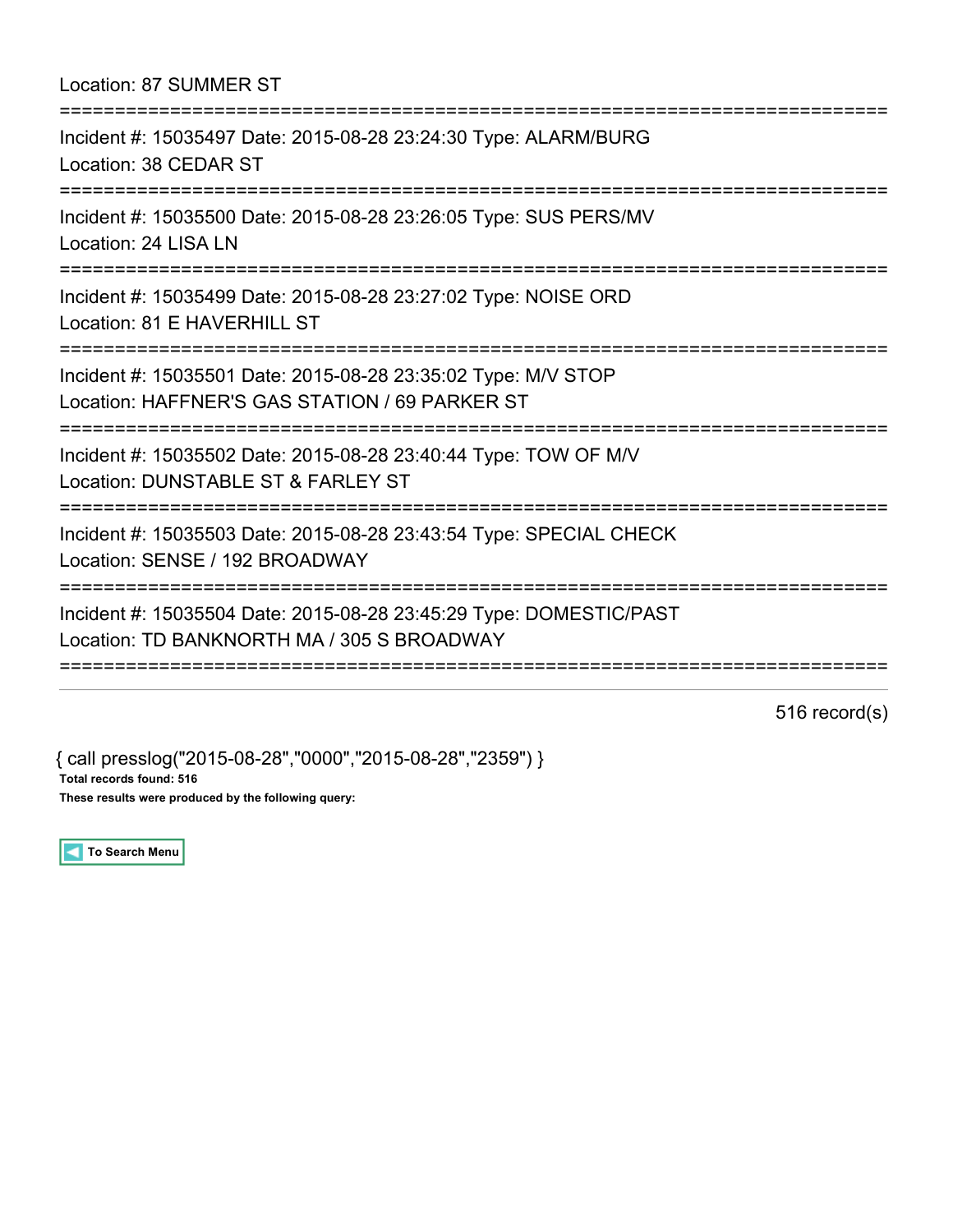Location: 87 SUMMER ST

===========================================================================

Incident #: 15035497 Date: 2015-08-28 23:24:30 Type: ALARM/BURG

Location: 38 CEDAR ST

===========================================================================

Incident #: 15035500 Date: 2015-08-28 23:26:05 Type: SUS PERS/MV

Location: 24 LISA LN

===========================================================================

Incident #: 15035499 Date: 2015-08-28 23:27:02 Type: NOISE ORD

Location: 81 E HAVERHILL ST

===========================================================================

Incident #: 15035501 Date: 2015-08-28 23:35:02 Type: M/V STOP

Location: HAFFNER'S GAS STATION / 69 PARKER ST

===========================================================================

Incident #: 15035502 Date: 2015-08-28 23:40:44 Type: TOW OF M/V

Location: DUNSTABLE ST & FARLEY ST

===========================================================================

Incident #: 15035503 Date: 2015-08-28 23:43:54 Type: SPECIAL CHECK

Location: SENSE / 192 BROADWAY

===========================================================================

Incident #: 15035504 Date: 2015-08-28 23:45:29 Type: DOMESTIC/PAST

Location: TD BANKNORTH MA / 305 S BROADWAY

===========================================================================

516 record(s)

{ call presslog("2015-08-28","0000","2015-08-28","2359") }

**Total records found: 516**

**These results were produced by the following query:**

To Search Menu